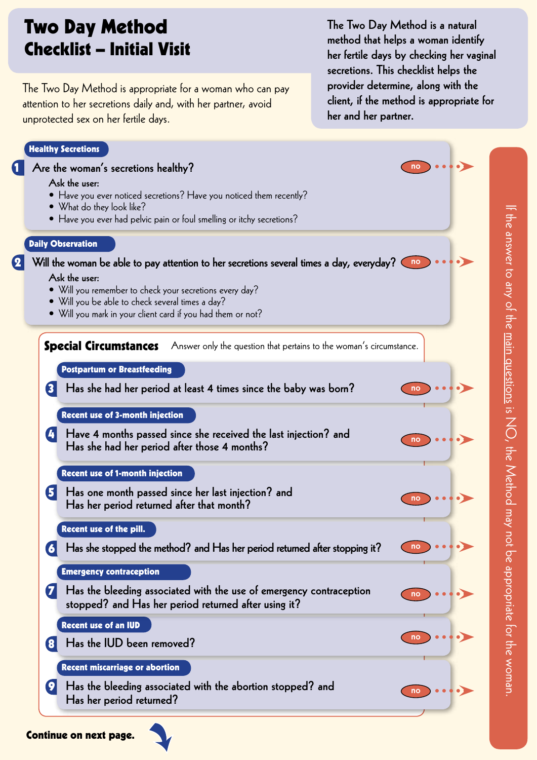# Two Day Method Checklist – Initial Visit

The Two Day Method is a natural method that helps a woman identify her fertile days by checking her vaginal secretions. This checklist helps the provider determine, along with the client, if the method is appropriate for her and her partner.

The Two Day Method is appropriate for a woman who can pay attention to her secretions daily and, with her partner, avoid unprotected sex on her fertile days.

**If the answer to any of the main questions is NO, the Method may not be appropriate for the woman.**

### Healthy Secretions

**1** Are the woman's secretions healthy? — **no** →

Ask the user:

- Have you ever noticed secretions? Have you noticed them recently?
- What do they look like?
- Have you ever had pelvic pain or foul smelling or itchy secretions?

### Daily Observation

**2** Will the woman be able to pay attention to her secretions several times a day, everyday? — **no** →

Ask the user:

- Will you remember to check your secretions every day?
- Will you be able to check several times a day?
- Will you mark in your client card if you had them or not?

## Special Circumstances

Answer only the question that pertains to the woman's circumstance.

### Postpartum or Breastfeeding

**3** Has she had her period at least 4 times since the baby was born? — **no** →

### Recent use of 3-month injection

**4** Have 4 months passed since she received the last injection? and Has she had her period after those 4 months? — **no** →

### Recent use of 1-month injection

**5** Has one month passed since her last injection? and Has her period returned after that month? — **no** →

### Recent use of the pill.

**6** Has she stopped the method? and Has her period returned after stopping it? — **no** →

### Emergency contraception

**7** Has the bleeding associated with the use of emergency contraception stopped? and Has her period returned after using it? — **no** →

### Recent use of an IUD

**8** Has the IUD been removed? — **no** →

### Recent miscarriage or abortion

**9** Has the bleeding associated with the abortion stopped? and Has her period returned? — **no** →

**Continue on next page.**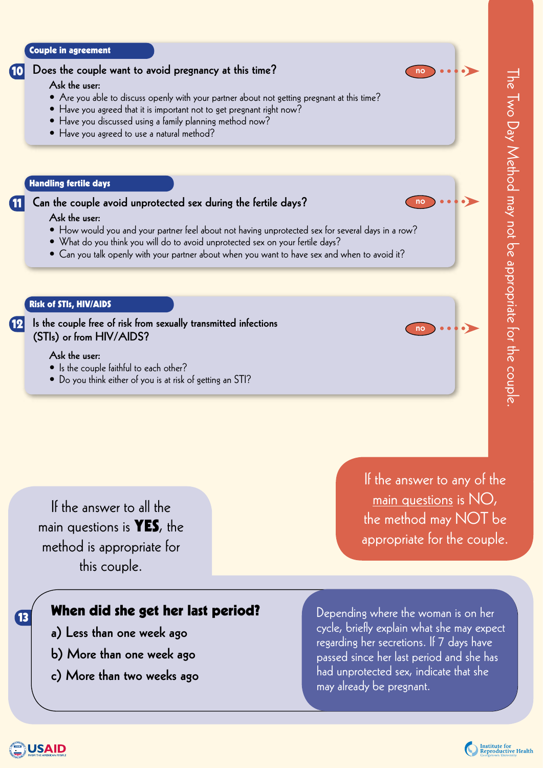### Couple in agreement

**10** Does the couple want to avoid pregnancy at this time? — no

Ask the user:

- Are you able to discuss openly with your partner about not getting pregnant at this time?
- Have you agreed that it is important not to get pregnant right now?
- Have you discussed using a family planning method now?
- Have you agreed to use a natural method?

### Handling fertile days

**11** Can the couple avoid unprotected sex during the fertile days? — no

Ask the user:

- How would you and your partner feel about not having unprotected sex for several days in a row?
- What do you think you will do to avoid unprotected sex on your fertile days?
- Can you talk openly with your partner about when you want to have sex and when to avoid it?

### Risk of STIs, HIV/AIDS

**12** Is the couple free of risk from sexually transmitted infections (STIs) or from HIV/AIDS? — no

Ask the user:

- Is the couple faithful to each other?
- Do you think either of you is at risk of getting an STI?

The Two Day Method may not be appropriate for the couple.

If the answer to any of the main questions is NO, the method may NOT be appropriate for the couple.

If the answer to all the main questions is **YES**, the method is appropriate for this couple.

**13** **When did she get her last period?**

a) Less than one week ago

b) More than one week ago

c) More than two weeks ago

Depending where the woman is on her cycle, briefly explain what she may expect regarding her secretions. If 7 days have passed since her last period and she has had unprotected sex, indicate that she may already be pregnant.

USAID FROM THE AMERICAN PEOPLE

Institute for Reproductive Health, Georgetown University